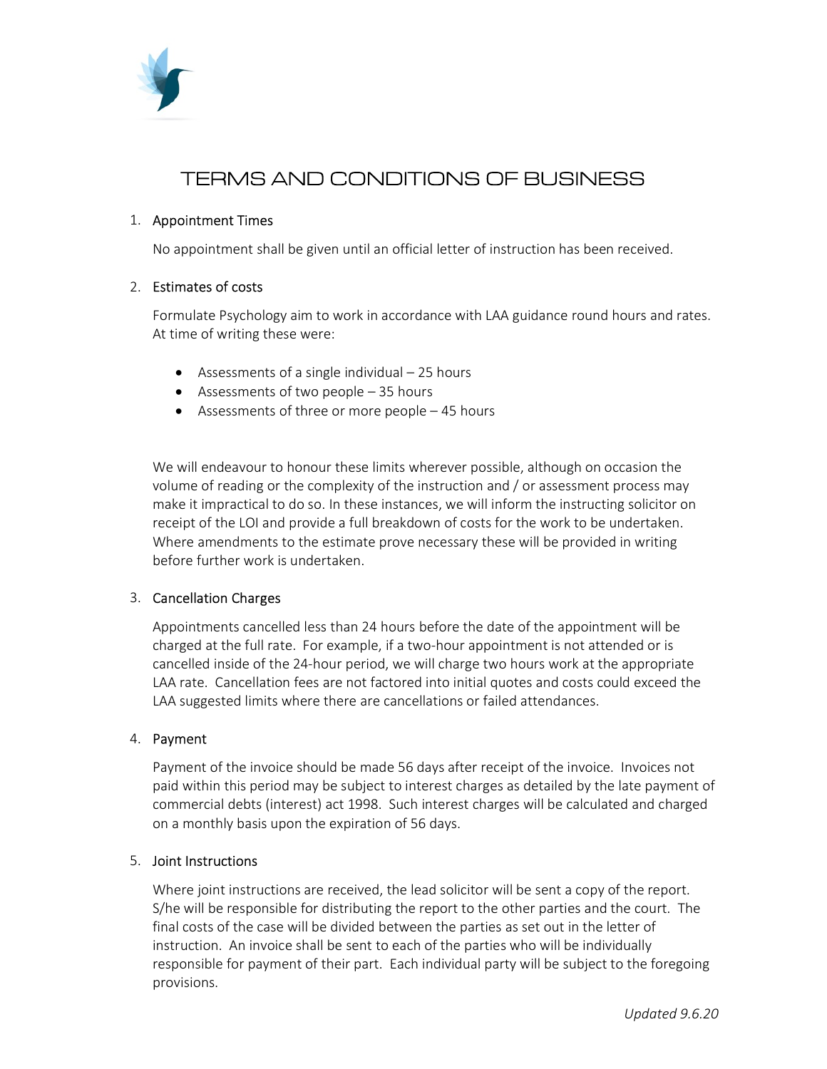# TERMS AND CONDITIONS OF BUSINESS

1. Appointment Times

   No appointment shall be given until an official letter of instruction has been received.

2. Estimates of costs

   Formulate Psychology aim to work in accordance with LAA guidance round hours and rates. At time of writing these were:

   - Assessments of a single individual – 25 hours
   - Assessments of two people – 35 hours
   - Assessments of three or more people – 45 hours

   We will endeavour to honour these limits wherever possible, although on occasion the volume of reading or the complexity of the instruction and / or assessment process may make it impractical to do so. In these instances, we will inform the instructing solicitor on receipt of the LOI and provide a full breakdown of costs for the work to be undertaken. Where amendments to the estimate prove necessary these will be provided in writing before further work is undertaken.

3. Cancellation Charges

   Appointments cancelled less than 24 hours before the date of the appointment will be charged at the full rate. For example, if a two-hour appointment is not attended or is cancelled inside of the 24-hour period, we will charge two hours work at the appropriate LAA rate. Cancellation fees are not factored into initial quotes and costs could exceed the LAA suggested limits where there are cancellations or failed attendances.

4. Payment

   Payment of the invoice should be made 56 days after receipt of the invoice. Invoices not paid within this period may be subject to interest charges as detailed by the late payment of commercial debts (interest) act 1998. Such interest charges will be calculated and charged on a monthly basis upon the expiration of 56 days.

5. Joint Instructions

   Where joint instructions are received, the lead solicitor will be sent a copy of the report. S/he will be responsible for distributing the report to the other parties and the court. The final costs of the case will be divided between the parties as set out in the letter of instruction. An invoice shall be sent to each of the parties who will be individually responsible for payment of their part. Each individual party will be subject to the foregoing provisions.

*Updated 9.6.20*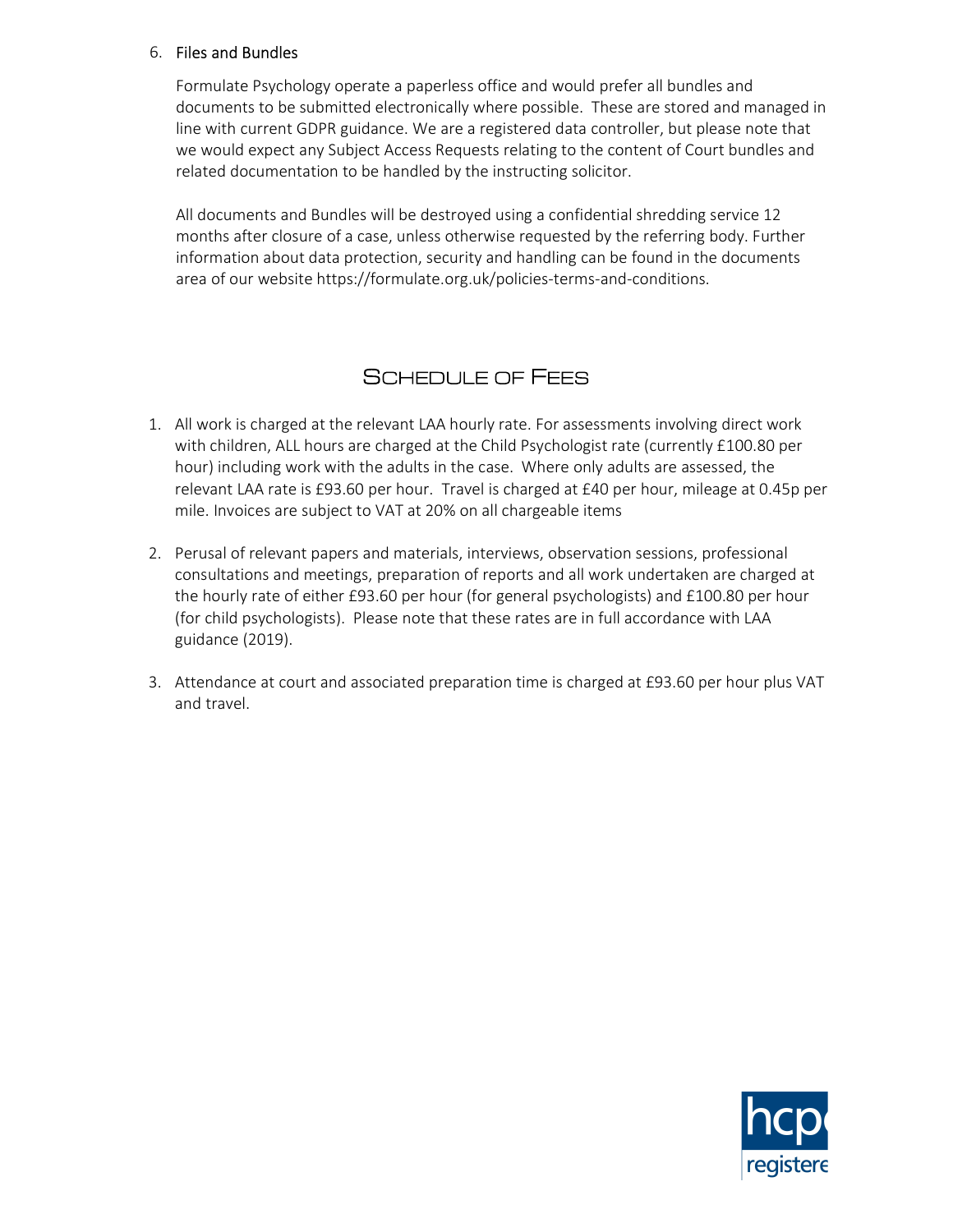6. Files and Bundles

   Formulate Psychology operate a paperless office and would prefer all bundles and documents to be submitted electronically where possible. These are stored and managed in line with current GDPR guidance. We are a registered data controller, but please note that we would expect any Subject Access Requests relating to the content of Court bundles and related documentation to be handled by the instructing solicitor.

   All documents and Bundles will be destroyed using a confidential shredding service 12 months after closure of a case, unless otherwise requested by the referring body. Further information about data protection, security and handling can be found in the documents area of our website https://formulate.org.uk/policies-terms-and-conditions.

## Schedule of Fees

1. All work is charged at the relevant LAA hourly rate. For assessments involving direct work with children, ALL hours are charged at the Child Psychologist rate (currently £100.80 per hour) including work with the adults in the case. Where only adults are assessed, the relevant LAA rate is £93.60 per hour. Travel is charged at £40 per hour, mileage at 0.45p per mile. Invoices are subject to VAT at 20% on all chargeable items

2. Perusal of relevant papers and materials, interviews, observation sessions, professional consultations and meetings, preparation of reports and all work undertaken are charged at the hourly rate of either £93.60 per hour (for general psychologists) and £100.80 per hour (for child psychologists). Please note that these rates are in full accordance with LAA guidance (2019).

3. Attendance at court and associated preparation time is charged at £93.60 per hour plus VAT and travel.